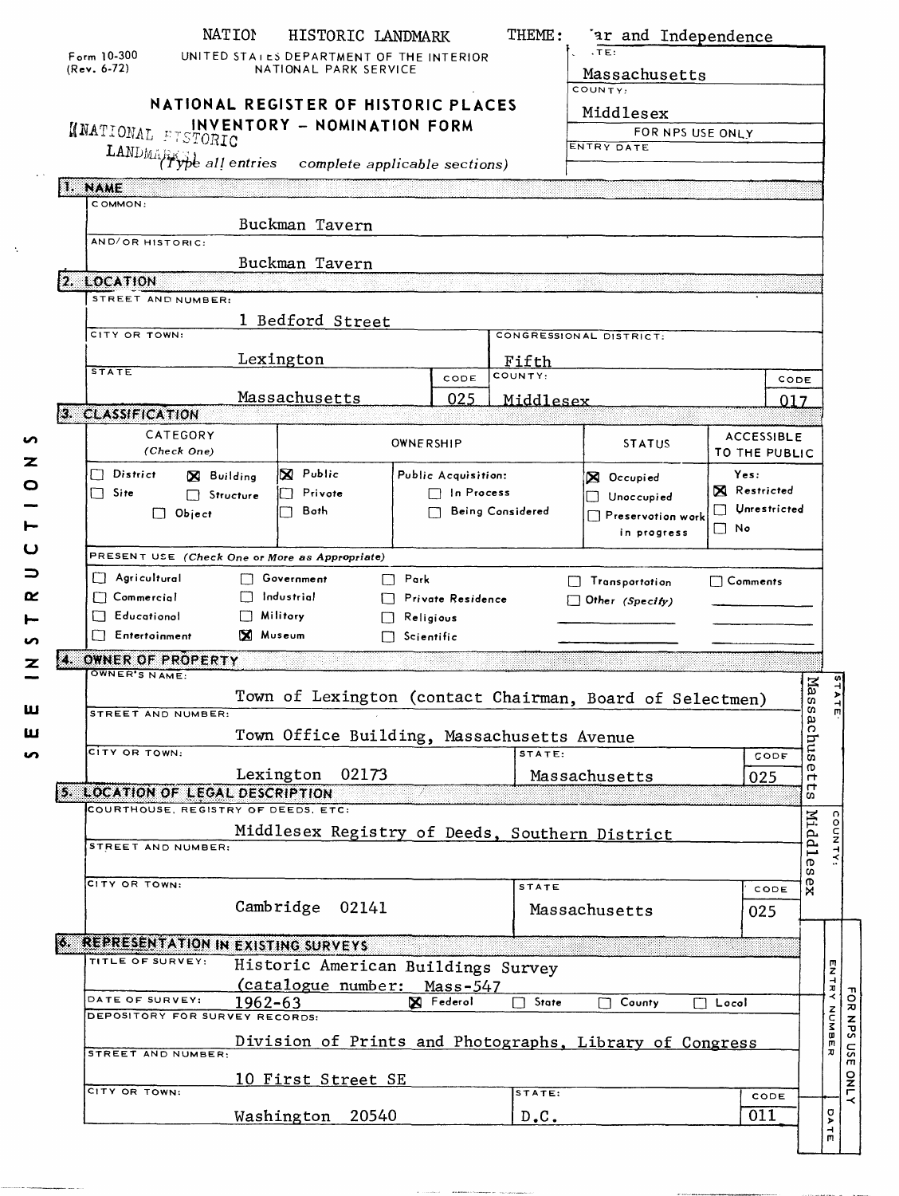NATIONAL HISTORIC LANDMARK THEME: War and Independence

Form 10-300 (Rev. 6-72)

UNITED STATES DEPARTMENT OF THE INTERIOR
NATIONAL PARK SERVICE

# NATIONAL REGISTER OF HISTORIC PLACES INVENTORY - NOMINATION FORM

(NATIONAL HISTORIC LANDMARK)

*(Type all entries complete applicable sections)*

| STATE: | Massachusetts |
|---|---|
| COUNTY: | Middlesex |
| FOR NPS USE ONLY | |
| ENTRY DATE | |

## 1. NAME

COMMON: Buckman Tavern

AND/OR HISTORIC: Buckman Tavern

## 2. LOCATION

STREET AND NUMBER: 1 Bedford Street

CITY OR TOWN: Lexington

CONGRESSIONAL DISTRICT: Fifth

STATE: Massachusetts — CODE: 025

COUNTY: Middlesex — CODE: 017

## 3. CLASSIFICATION

| CATEGORY (Check One) | OWNERSHIP | | STATUS | ACCESSIBLE TO THE PUBLIC |
|---|---|---|---|---|
| ☐ District ☒ Building | ☒ Public | Public Acquisition: | ☒ Occupied | Yes: |
| ☐ Site ☐ Structure | ☐ Private | ☐ In Process | ☐ Unoccupied | ☒ Restricted |
| ☐ Object | ☐ Both | ☐ Being Considered | ☐ Preservation work in progress | ☐ Unrestricted |
| | | | | ☐ No |

PRESENT USE (Check One or More as Appropriate)

| | | | | |
|---|---|---|---|---|
| ☐ Agricultural | ☐ Government | ☐ Park | ☐ Transportation | ☐ Comments |
| ☐ Commercial | ☐ Industrial | ☐ Private Residence | ☐ Other (Specify) | |
| ☐ Educational | ☐ Military | ☐ Religious | | |
| ☐ Entertainment | ☒ Museum | ☐ Scientific | | |

## 4. OWNER OF PROPERTY

OWNER'S NAME: Town of Lexington (contact Chairman, Board of Selectmen)

STREET AND NUMBER: Town Office Building, Massachusetts Avenue

CITY OR TOWN: Lexington 02173

STATE: Massachusetts — CODE: 025

## 5. LOCATION OF LEGAL DESCRIPTION

COURTHOUSE, REGISTRY OF DEEDS, ETC: Middlesex Registry of Deeds, Southern District

STREET AND NUMBER:

CITY OR TOWN: Cambridge 02141

STATE: Massachusetts — CODE: 025

## 6. REPRESENTATION IN EXISTING SURVEYS

TITLE OF SURVEY: Historic American Buildings Survey (catalogue number: Mass-547)

DATE OF SURVEY: 1962-63 ☒ Federal ☐ State ☐ County ☐ Local

DEPOSITORY FOR SURVEY RECORDS: Division of Prints and Photographs, Library of Congress

STREET AND NUMBER: 10 First Street SE

CITY OR TOWN: Washington 20540

STATE: D.C. — CODE: 011

STATE: Massachusetts

COUNTY: Middlesex

FOR NPS USE ONLY — ENTRY NUMBER — DATE

SEE INSTRUCTIONS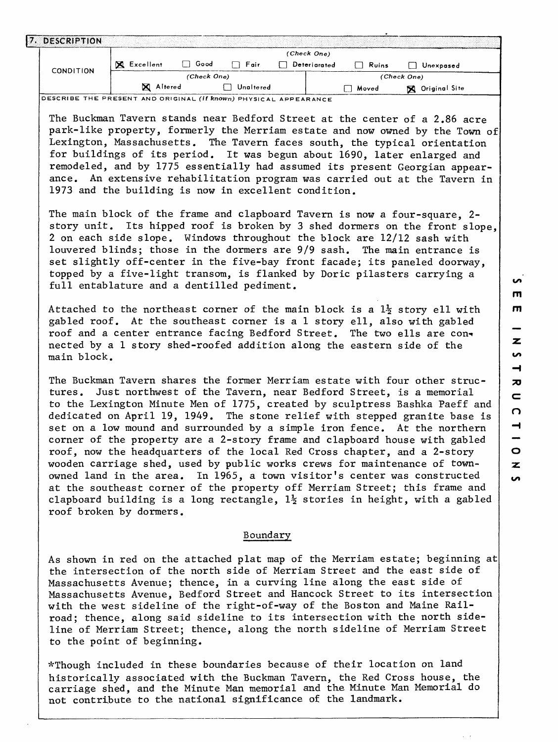## 7. DESCRIPTION

| CONDITION | (Check One) | | | | | |
|---|---|---|---|---|---|---|
| | [X] Excellent | [ ] Good | [ ] Fair | [ ] Deteriorated | [ ] Ruins | [ ] Unexposed |
| | (Check One) | | | (Check One) | | |
| | [X] Altered | [ ] Unaltered | | [ ] Moved | [X] Original Site | |

DESCRIBE THE PRESENT AND ORIGINAL *(if known)* PHYSICAL APPEARANCE

The Buckman Tavern stands near Bedford Street at the center of a 2.86 acre park-like property, formerly the Merriam estate and now owned by the Town of Lexington, Massachusetts. The Tavern faces south, the typical orientation for buildings of its period. It was begun about 1690, later enlarged and remodeled, and by 1775 essentially had assumed its present Georgian appearance. An extensive rehabilitation program was carried out at the Tavern in 1973 and the building is now in excellent condition.

The main block of the frame and clapboard Tavern is now a four-square, 2-story unit. Its hipped roof is broken by 3 shed dormers on the front slope, 2 on each side slope. Windows throughout the block are 12/12 sash with louvered blinds; those in the dormers are 9/9 sash. The main entrance is set slightly off-center in the five-bay front facade; its paneled doorway, topped by a five-light transom, is flanked by Doric pilasters carrying a full entablature and a dentilled pediment.

Attached to the northeast corner of the main block is a 1½ story ell with gabled roof. At the southeast corner is a 1 story ell, also with gabled roof and a center entrance facing Bedford Street. The two ells are connected by a 1 story shed-roofed addition along the eastern side of the main block.

The Buckman Tavern shares the former Merriam estate with four other structures. Just northwest of the Tavern, near Bedford Street, is a memorial to the Lexington Minute Men of 1775, created by sculptress Bashka Paeff and dedicated on April 19, 1949. The stone relief with stepped granite base is set on a low mound and surrounded by a simple iron fence. At the northern corner of the property are a 2-story frame and clapboard house with gabled roof, now the headquarters of the local Red Cross chapter, and a 2-story wooden carriage shed, used by public works crews for maintenance of town-owned land in the area. In 1965, a town visitor's center was constructed at the southeast corner of the property off Merriam Street; this frame and clapboard building is a long rectangle, 1½ stories in height, with a gabled roof broken by dormers.

### Boundary

As shown in red on the attached plat map of the Merriam estate; beginning at the intersection of the north side of Merriam Street and the east side of Massachusetts Avenue; thence, in a curving line along the east side of Massachusetts Avenue, Bedford Street and Hancock Street to its intersection with the west sideline of the right-of-way of the Boston and Maine Railroad; thence, along said sideline to its intersection with the north sideline of Merriam Street; thence, along the north sideline of Merriam Street to the point of beginning.

*Though included in these boundaries because of their location on land historically associated with the Buckman Tavern, the Red Cross house, the carriage shed, and the Minute Man memorial and the Minute Man Memorial do not contribute to the national significance of the landmark.

SEE INSTRUCTIONS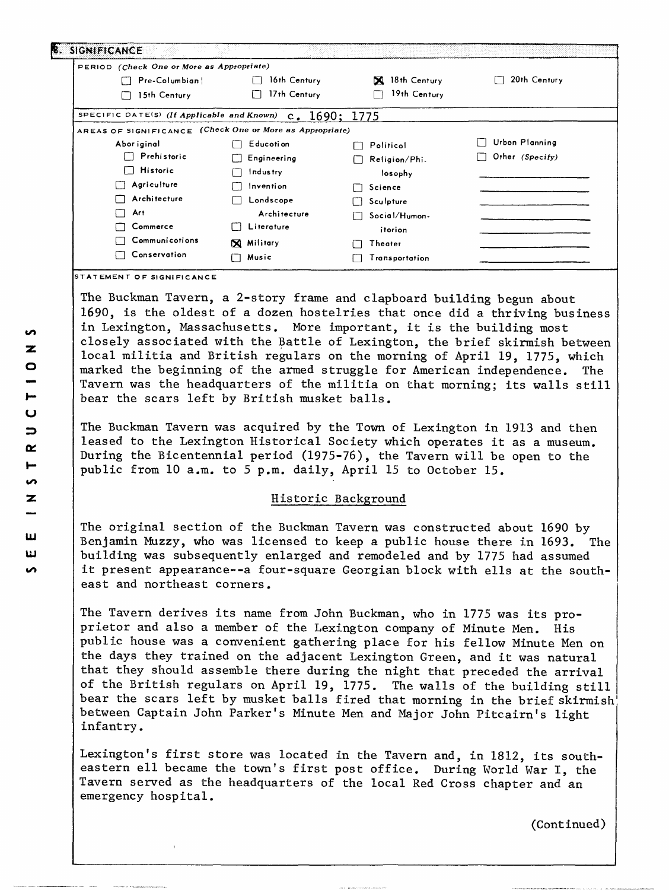## 8. SIGNIFICANCE

PERIOD *(Check One or More as Appropriate)*

| | | | |
|---|---|---|---|
| ☐ Pre-Columbian | ☐ 16th Century | ☒ 18th Century | ☐ 20th Century |
| ☐ 15th Century | ☐ 17th Century | ☐ 19th Century | |

SPECIFIC DATE(S) *(If Applicable and Known)* c. 1690; 1775

AREAS OF SIGNIFICANCE *(Check One or More as Appropriate)*

| | | | |
|---|---|---|---|
| Aboriginal | ☐ Education | ☐ Political | ☐ Urban Planning |
| ☐ Prehistoric | ☐ Engineering | ☐ Religion/Philosophy | ☐ Other *(Specify)* |
| ☐ Historic | ☐ Industry | ☐ Science | |
| ☐ Agriculture | ☐ Invention | ☐ Sculpture | |
| ☐ Architecture | ☐ Landscape Architecture | ☐ Social/Humanitarian | |
| ☐ Art | ☐ Literature | ☐ Theater | |
| ☐ Commerce | ☒ Military | ☐ Transportation | |
| ☐ Communications | ☐ Music | | |
| ☐ Conservation | | | |

STATEMENT OF SIGNIFICANCE

The Buckman Tavern, a 2-story frame and clapboard building begun about 1690, is the oldest of a dozen hostelries that once did a thriving business in Lexington, Massachusetts. More important, it is the building most closely associated with the Battle of Lexington, the brief skirmish between local militia and British regulars on the morning of April 19, 1775, which marked the beginning of the armed struggle for American independence. The Tavern was the headquarters of the militia on that morning; its walls still bear the scars left by British musket balls.

The Buckman Tavern was acquired by the Town of Lexington in 1913 and then leased to the Lexington Historical Society which operates it as a museum. During the Bicentennial period (1975-76), the Tavern will be open to the public from 10 a.m. to 5 p.m. daily, April 15 to October 15.

### Historic Background

The original section of the Buckman Tavern was constructed about 1690 by Benjamin Muzzy, who was licensed to keep a public house there in 1693. The building was subsequently enlarged and remodeled and by 1775 had assumed it present appearance--a four-square Georgian block with ells at the southeast and northeast corners.

The Tavern derives its name from John Buckman, who in 1775 was its proprietor and also a member of the Lexington company of Minute Men. His public house was a convenient gathering place for his fellow Minute Men on the days they trained on the adjacent Lexington Green, and it was natural that they should assemble there during the night that preceded the arrival of the British regulars on April 19, 1775. The walls of the building still bear the scars left by musket balls fired that morning in the brief skirmish between Captain John Parker's Minute Men and Major John Pitcairn's light infantry.

Lexington's first store was located in the Tavern and, in 1812, its southeastern ell became the town's first post office. During World War I, the Tavern served as the headquarters of the local Red Cross chapter and an emergency hospital.

(Continued)

SEE INSTRUCTIONS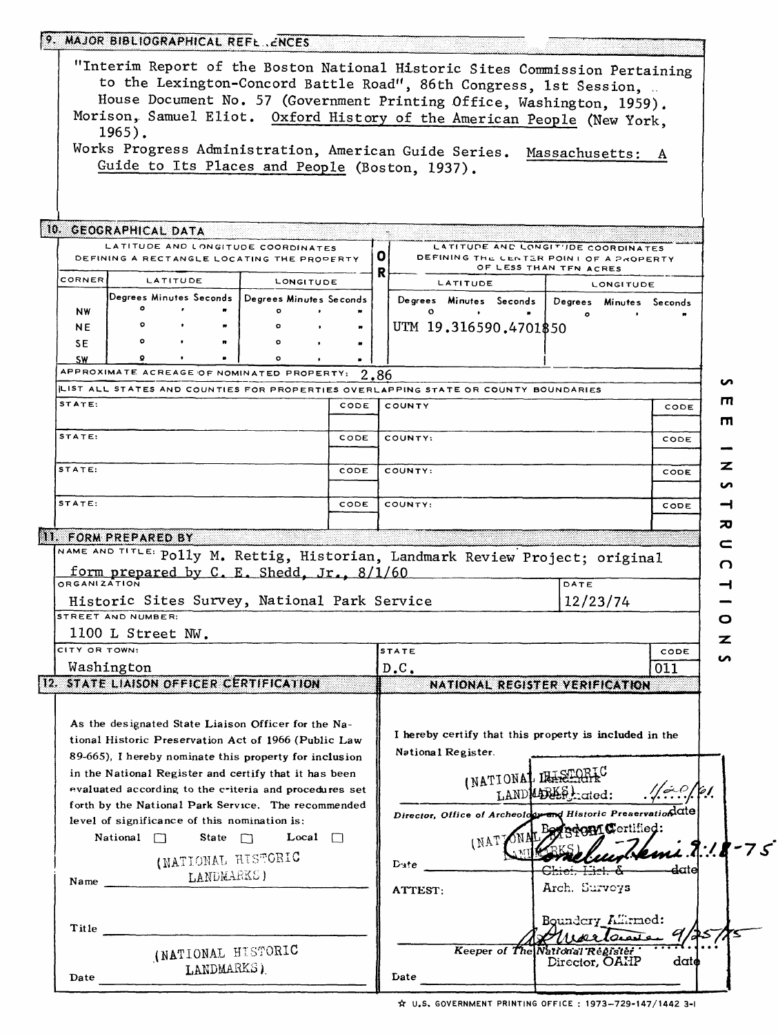## 9. MAJOR BIBLIOGRAPHICAL REFERENCES

"Interim Report of the Boston National Historic Sites Commission Pertaining to the Lexington-Concord Battle Road", 86th Congress, 1st Session, House Document No. 57 (Government Printing Office, Washington, 1959).

Morison, Samuel Eliot. Oxford History of the American People (New York, 1965).

Works Progress Administration, American Guide Series. Massachusetts: A Guide to Its Places and People (Boston, 1937).

## 10. GEOGRAPHICAL DATA

| LATITUDE AND LONGITUDE COORDINATES DEFINING A RECTANGLE LOCATING THE PROPERTY | | | OR | LATITUDE AND LONGITUDE COORDINATES DEFINING THE CENTER POINT OF A PROPERTY OF LESS THAN TEN ACRES | |
|---|---|---|---|---|---|
| CORNER | LATITUDE (Degrees Minutes Seconds) | LONGITUDE (Degrees Minutes Seconds) | | LATITUDE (Degrees Minutes Seconds) | LONGITUDE (Degrees Minutes Seconds) |
| NW | ° ' " | ° ' " | | ° ' " | ° ' " |
| NE | ° ' " | ° ' " | | UTM 19.316590.4701850 | |
| SE | ° ' " | ° ' " | | | |
| SW | ° ' " | ° ' " | | | |

APPROXIMATE ACREAGE OF NOMINATED PROPERTY: 2.86

LIST ALL STATES AND COUNTIES FOR PROPERTIES OVERLAPPING STATE OR COUNTY BOUNDARIES

| STATE: | CODE | COUNTY | CODE |
|---|---|---|---|
| STATE: | CODE | COUNTY: | CODE |
| STATE: | CODE | COUNTY: | CODE |
| STATE: | CODE | COUNTY: | CODE |

SEE INSTRUCTIONS

## 11. FORM PREPARED BY

NAME AND TITLE: Polly M. Rettig, Historian, Landmark Review Project; original form prepared by C. E. Shedd, Jr., 8/1/60

ORGANIZATION: Historic Sites Survey, National Park Service

DATE: 12/23/74

STREET AND NUMBER: 1100 L Street NW.

CITY OR TOWN: Washington

STATE: D.C.

CODE: 011

## 12. STATE LIAISON OFFICER CERTIFICATION

As the designated State Liaison Officer for the National Historic Preservation Act of 1966 (Public Law 89-665), I hereby nominate this property for inclusion in the National Register and certify that it has been evaluated according to the criteria and procedures set forth by the National Park Service. The recommended level of significance of this nomination is:

National ☐ State ☐ Local ☐

(NATIONAL HISTORIC LANDMARKS)

Name

Title

(NATIONAL HISTORIC LANDMARKS)

Date

## NATIONAL REGISTER VERIFICATION

I hereby certify that this property is included in the National Register.

(NATIONAL HISTORIC LANDMARKS)

Landmark Designated: 1/20/61

Director, Office of Archeology and Historic Preservation date

(NATIONAL HISTORIC LANDMARKS)

Boundary Certified: 9-18-75

Chief, Hist. & Arch. Surveys date

Date

ATTEST:

Boundary Affirmed: 9/25/75

Keeper of The National Register

Director, OAHP date

Date

☆ U.S. GOVERNMENT PRINTING OFFICE : 1973-729-147/1442 3-I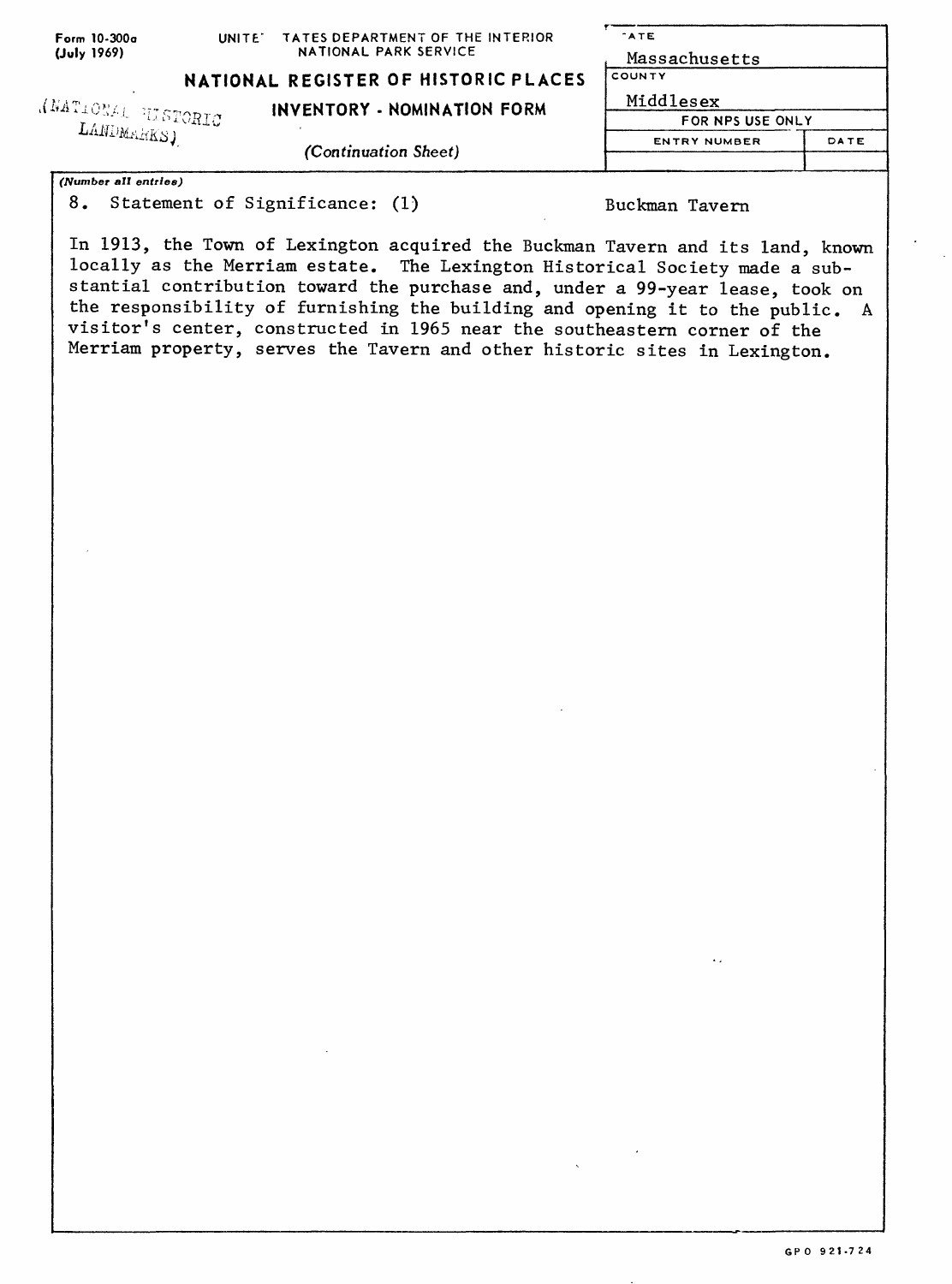Form 10-300a
(July 1969)

UNITED STATES DEPARTMENT OF THE INTERIOR
NATIONAL PARK SERVICE

**NATIONAL REGISTER OF HISTORIC PLACES**

**INVENTORY - NOMINATION FORM**

(NATIONAL HISTORIC LANDMARKS)

*(Continuation Sheet)*

| STATE | |
|---|---|
| Massachusetts | |
| COUNTY | |
| Middlesex | |
| FOR NPS USE ONLY | |
| ENTRY NUMBER | DATE |
| | |

*(Number all entries)*

8. Statement of Significance: (1) Buckman Tavern

In 1913, the Town of Lexington acquired the Buckman Tavern and its land, known locally as the Merriam estate. The Lexington Historical Society made a substantial contribution toward the purchase and, under a 99-year lease, took on the responsibility of furnishing the building and opening it to the public. A visitor's center, constructed in 1965 near the southeastern corner of the Merriam property, serves the Tavern and other historic sites in Lexington.

GPO 921-724